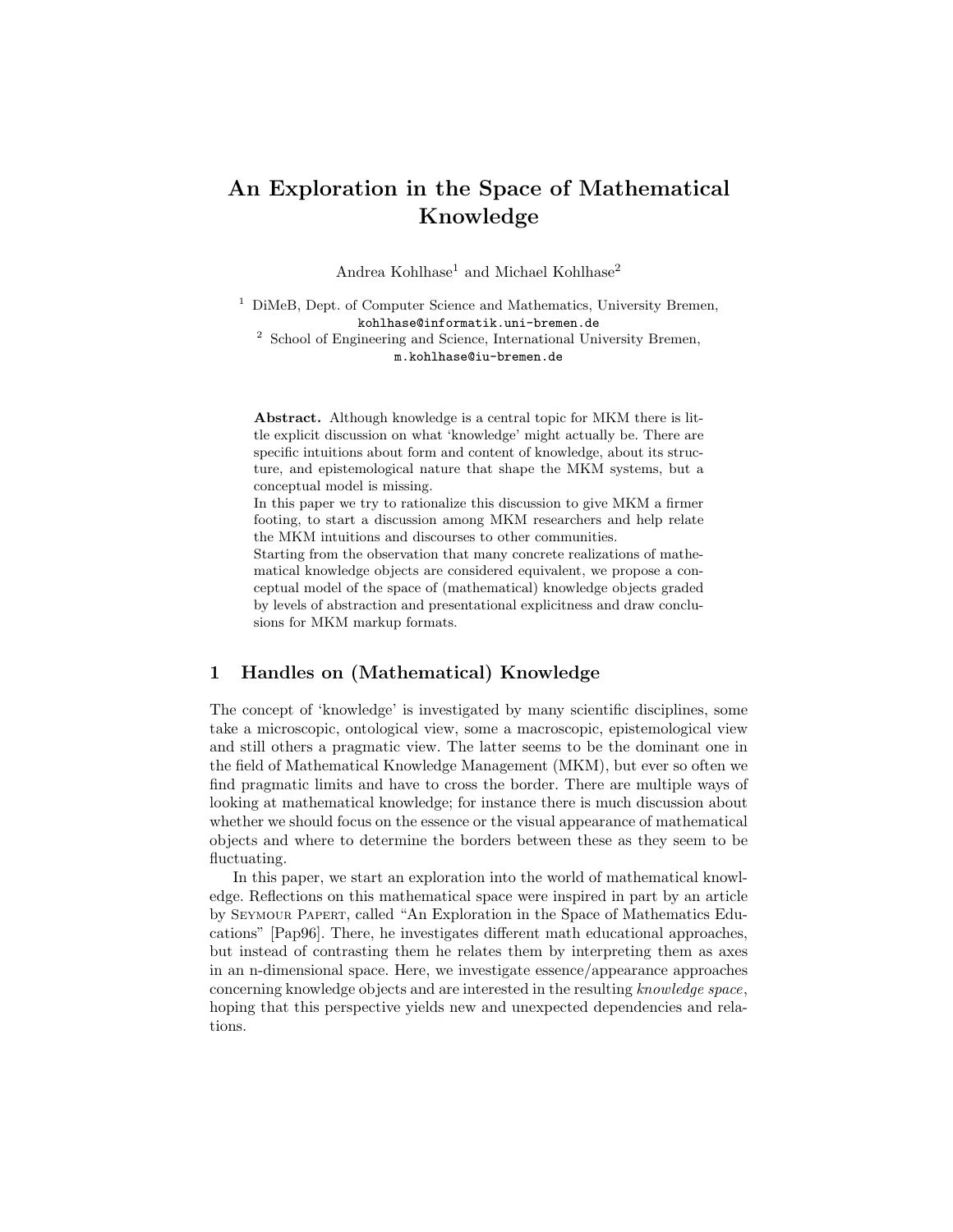# An Exploration in the Space of Mathematical Knowledge

Andrea Kohlhase[1] and Michael Kohlhase[2]

[1] DiMeB, Dept. of Computer Science and Mathematics, University Bremen, kohlhase@informatik.uni-bremen.de
[2] School of Engineering and Science, International University Bremen, m.kohlhase@iu-bremen.de

**Abstract.** Although knowledge is a central topic for MKM there is little explicit discussion on what 'knowledge' might actually be. There are specific intuitions about form and content of knowledge, about its structure, and epistemological nature that shape the MKM systems, but a conceptual model is missing.
In this paper we try to rationalize this discussion to give MKM a firmer footing, to start a discussion among MKM researchers and help relate the MKM intuitions and discourses to other communities.
Starting from the observation that many concrete realizations of mathematical knowledge objects are considered equivalent, we propose a conceptual model of the space of (mathematical) knowledge objects graded by levels of abstraction and presentational explicitness and draw conclusions for MKM markup formats.

## 1 Handles on (Mathematical) Knowledge

The concept of 'knowledge' is investigated by many scientific disciplines, some take a microscopic, ontological view, some a macroscopic, epistemological view and still others a pragmatic view. The latter seems to be the dominant one in the field of Mathematical Knowledge Management (MKM), but ever so often we find pragmatic limits and have to cross the border. There are multiple ways of looking at mathematical knowledge; for instance there is much discussion about whether we should focus on the essence or the visual appearance of mathematical objects and where to determine the borders between these as they seem to be fluctuating.

In this paper, we start an exploration into the world of mathematical knowledge. Reflections on this mathematical space were inspired in part by an article by Seymour Papert, called "An Exploration in the Space of Mathematics Educations" [Pap96]. There, he investigates different math educational approaches, but instead of contrasting them he relates them by interpreting them as axes in an n-dimensional space. Here, we investigate essence/appearance approaches concerning knowledge objects and are interested in the resulting *knowledge space*, hoping that this perspective yields new and unexpected dependencies and relations.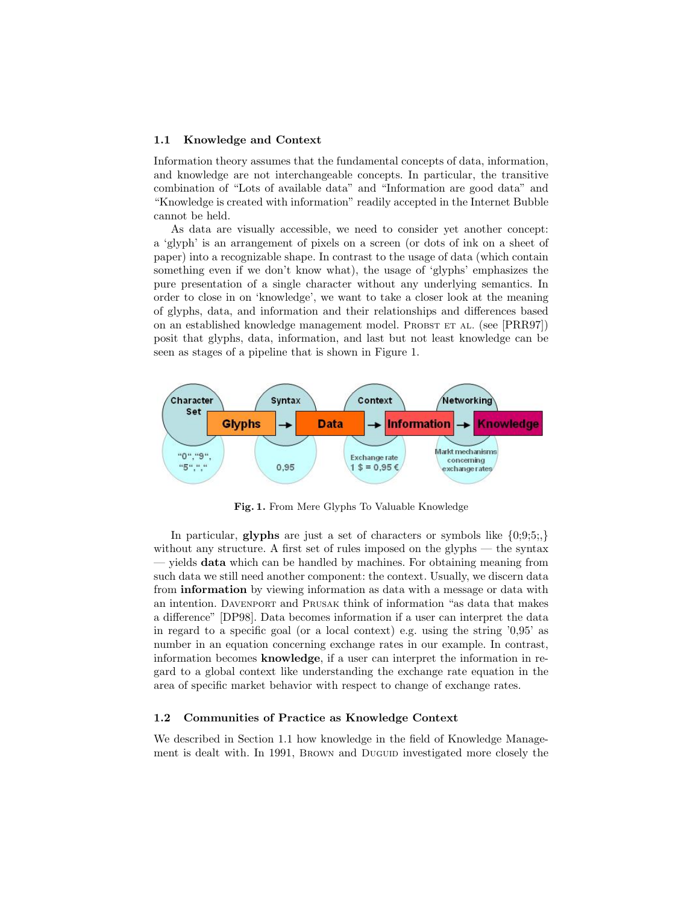### 1.1 Knowledge and Context

Information theory assumes that the fundamental concepts of data, information, and knowledge are not interchangeable concepts. In particular, the transitive combination of "Lots of available data" and "Information are good data" and "Knowledge is created with information" readily accepted in the Internet Bubble cannot be held.

As data are visually accessible, we need to consider yet another concept: a 'glyph' is an arrangement of pixels on a screen (or dots of ink on a sheet of paper) into a recognizable shape. In contrast to the usage of data (which contain something even if we don't know what), the usage of 'glyphs' emphasizes the pure presentation of a single character without any underlying semantics. In order to close in on 'knowledge', we want to take a closer look at the meaning of glyphs, data, and information and their relationships and differences based on an established knowledge management model. Probst et al. (see [PRR97]) posit that glyphs, data, information, and last but not least knowledge can be seen as stages of a pipeline that is shown in Figure 1.

**Fig. 1.** From Mere Glyphs To Valuable Knowledge

In particular, **glyphs** are just a set of characters or symbols like {0;9;5;,} without any structure. A first set of rules imposed on the glyphs — the syntax — yields **data** which can be handled by machines. For obtaining meaning from such data we still need another component: the context. Usually, we discern data from **information** by viewing information as data with a message or data with an intention. Davenport and Prusak think of information "as data that makes a difference" [DP98]. Data becomes information if a user can interpret the data in regard to a specific goal (or a local context) e.g. using the string '0,95' as number in an equation concerning exchange rates in our example. In contrast, information becomes **knowledge**, if a user can interpret the information in regard to a global context like understanding the exchange rate equation in the area of specific market behavior with respect to change of exchange rates.

### 1.2 Communities of Practice as Knowledge Context

We described in Section 1.1 how knowledge in the field of Knowledge Management is dealt with. In 1991, Brown and Duguid investigated more closely the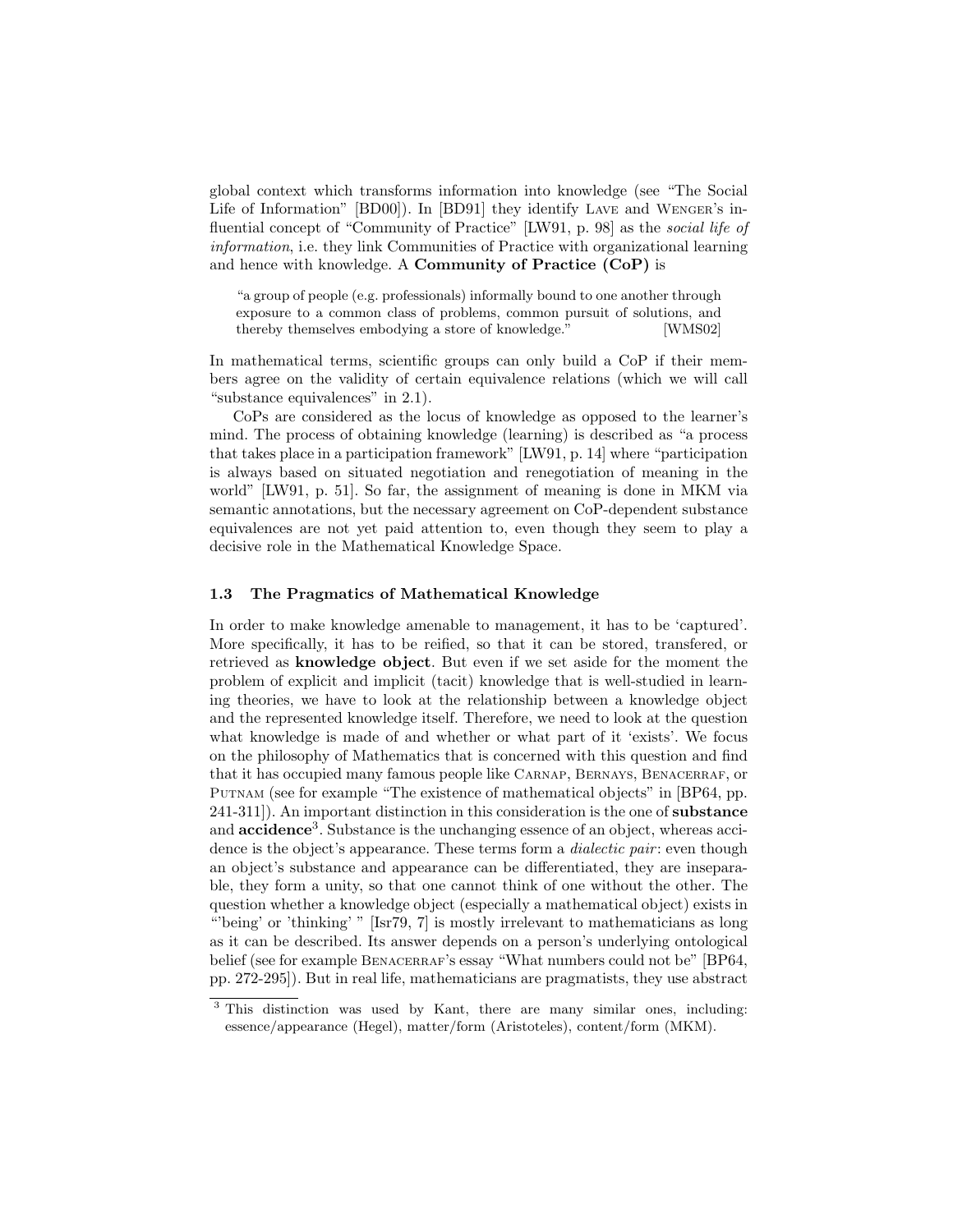global context which transforms information into knowledge (see "The Social Life of Information" [BD00]). In [BD91] they identify Lave and Wenger's influential concept of "Community of Practice" [LW91, p. 98] as the *social life of information*, i.e. they link Communities of Practice with organizational learning and hence with knowledge. A **Community of Practice (CoP)** is

> "a group of people (e.g. professionals) informally bound to one another through exposure to a common class of problems, common pursuit of solutions, and thereby themselves embodying a store of knowledge." [WMS02]

In mathematical terms, scientific groups can only build a CoP if their members agree on the validity of certain equivalence relations (which we will call "substance equivalences" in 2.1).

CoPs are considered as the locus of knowledge as opposed to the learner's mind. The process of obtaining knowledge (learning) is described as "a process that takes place in a participation framework" [LW91, p. 14] where "participation is always based on situated negotiation and renegotiation of meaning in the world" [LW91, p. 51]. So far, the assignment of meaning is done in MKM via semantic annotations, but the necessary agreement on CoP-dependent substance equivalences are not yet paid attention to, even though they seem to play a decisive role in the Mathematical Knowledge Space.

### 1.3 The Pragmatics of Mathematical Knowledge

In order to make knowledge amenable to management, it has to be 'captured'. More specifically, it has to be reified, so that it can be stored, transfered, or retrieved as **knowledge object**. But even if we set aside for the moment the problem of explicit and implicit (tacit) knowledge that is well-studied in learning theories, we have to look at the relationship between a knowledge object and the represented knowledge itself. Therefore, we need to look at the question what knowledge is made of and whether or what part of it 'exists'. We focus on the philosophy of Mathematics that is concerned with this question and find that it has occupied many famous people like Carnap, Bernays, Benacerraf, or Putnam (see for example "The existence of mathematical objects" in [BP64, pp. 241-311]). An important distinction in this consideration is the one of **substance** and **accidence**[3]. Substance is the unchanging essence of an object, whereas accidence is the object's appearance. These terms form a *dialectic pair*: even though an object's substance and appearance can be differentiated, they are inseparable, they form a unity, so that one cannot think of one without the other. The question whether a knowledge object (especially a mathematical object) exists in "'being' or 'thinking' " [Isr79, 7] is mostly irrelevant to mathematicians as long as it can be described. Its answer depends on a person's underlying ontological belief (see for example Benacerraf's essay "What numbers could not be" [BP64, pp. 272-295]). But in real life, mathematicians are pragmatists, they use abstract

[3] This distinction was used by Kant, there are many similar ones, including: essence/appearance (Hegel), matter/form (Aristoteles), content/form (MKM).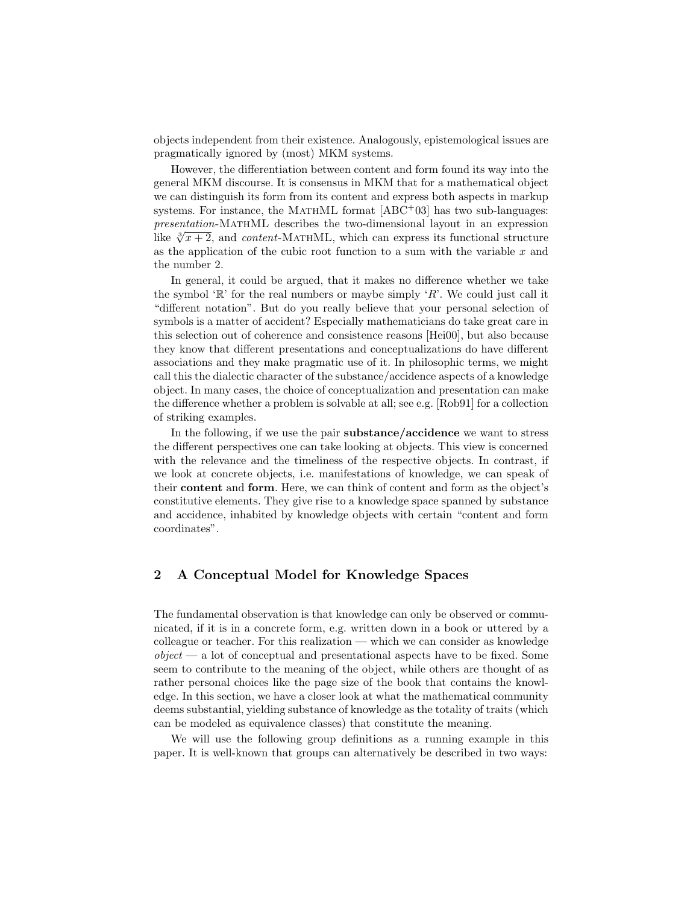objects independent from their existence. Analogously, epistemological issues are pragmatically ignored by (most) MKM systems.

However, the differentiation between content and form found its way into the general MKM discourse. It is consensus in MKM that for a mathematical object we can distinguish its form from its content and express both aspects in markup systems. For instance, the MathML format [ABC+03] has two sub-languages: *presentation*-MathML describes the two-dimensional layout in an expression like $\sqrt[3]{x+2}$, and *content*-MathML, which can express its functional structure as the application of the cubic root function to a sum with the variable $x$ and the number 2.

In general, it could be argued, that it makes no difference whether we take the symbol '$\mathbb{R}$' for the real numbers or maybe simply '$R$'. We could just call it "different notation". But do you really believe that your personal selection of symbols is a matter of accident? Especially mathematicians do take great care in this selection out of coherence and consistence reasons [Hei00], but also because they know that different presentations and conceptualizations do have different associations and they make pragmatic use of it. In philosophic terms, we might call this the dialectic character of the substance/accidence aspects of a knowledge object. In many cases, the choice of conceptualization and presentation can make the difference whether a problem is solvable at all; see e.g. [Rob91] for a collection of striking examples.

In the following, if we use the pair **substance/accidence** we want to stress the different perspectives one can take looking at objects. This view is concerned with the relevance and the timeliness of the respective objects. In contrast, if we look at concrete objects, i.e. manifestations of knowledge, we can speak of their **content** and **form**. Here, we can think of content and form as the object's constitutive elements. They give rise to a knowledge space spanned by substance and accidence, inhabited by knowledge objects with certain "content and form coordinates".

## 2 A Conceptual Model for Knowledge Spaces

The fundamental observation is that knowledge can only be observed or communicated, if it is in a concrete form, e.g. written down in a book or uttered by a colleague or teacher. For this realization — which we can consider as knowledge *object* — a lot of conceptual and presentational aspects have to be fixed. Some seem to contribute to the meaning of the object, while others are thought of as rather personal choices like the page size of the book that contains the knowledge. In this section, we have a closer look at what the mathematical community deems substantial, yielding substance of knowledge as the totality of traits (which can be modeled as equivalence classes) that constitute the meaning.

We will use the following group definitions as a running example in this paper. It is well-known that groups can alternatively be described in two ways: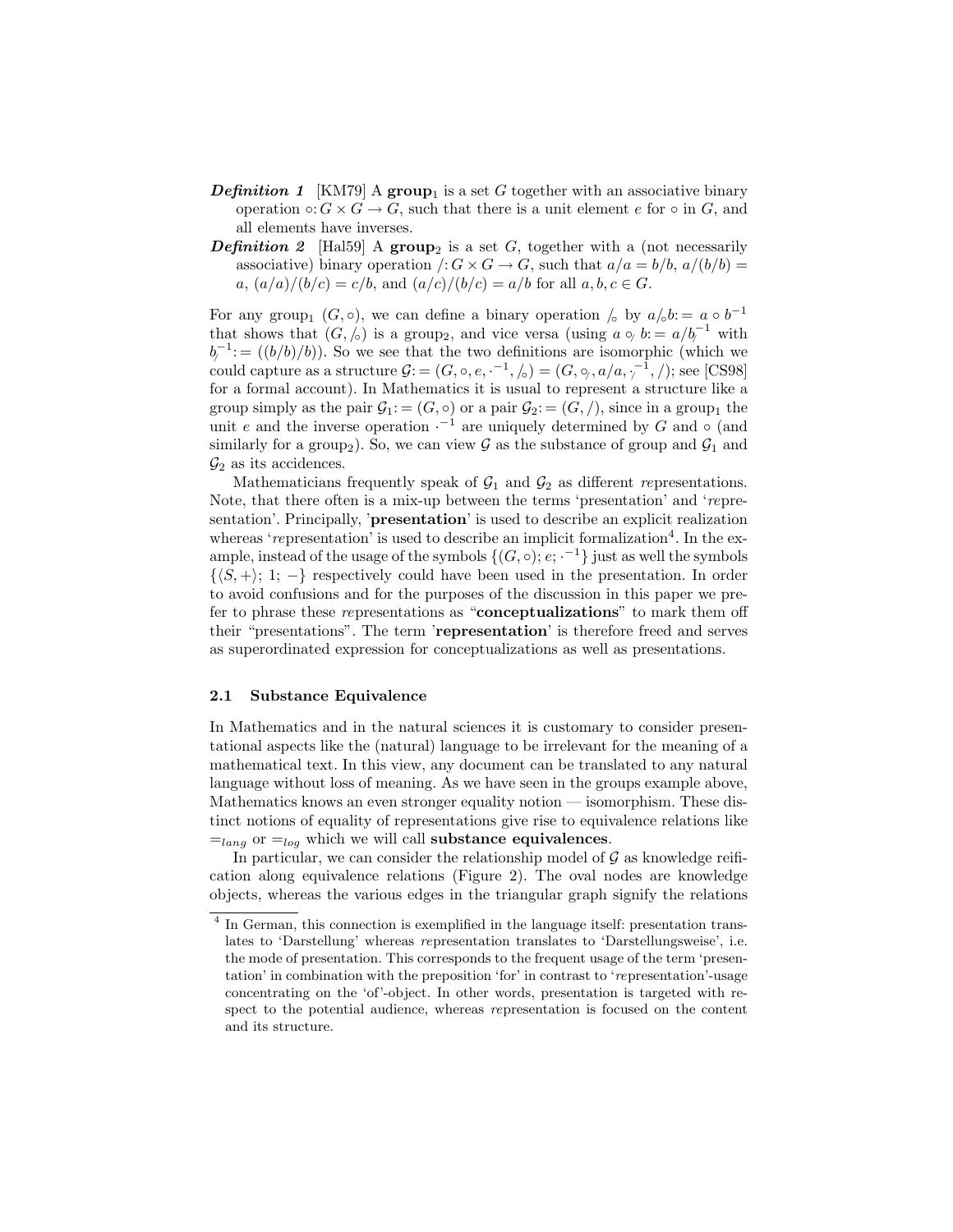***Definition 1*** [KM79] A **group**$_1$ is a set $G$ together with an associative binary operation $\circ: G \times G \to G$, such that there is a unit element $e$ for $\circ$ in $G$, and all elements have inverses.

***Definition 2*** [Hal59] A **group**$_2$ is a set $G$, together with a (not necessarily associative) binary operation $/: G \times G \to G$, such that $a/a = b/b$, $a/(b/b) = a$, $(a/a)/(b/c) = c/b$, and $(a/c)/(b/c) = a/b$ for all $a, b, c \in G$.

For any group$_1$ $(G, \circ)$, we can define a binary operation $/_\circ$ by $a/_\circ b := a \circ b^{-1}$ that shows that $(G, /_\circ)$ is a group$_2$, and vice versa (using $a \circ_/ b := a/b_/^{-1}$ with $b_/^{-1} := ((b/b)/b)$). So we see that the two definitions are isomorphic (which we could capture as a structure $\mathcal{G} := (G, \circ, e, \cdot^{-1}, /_\circ) = (G, \circ_/, a/a, \cdot_/^{-1}, /)$; see [CS98] for a formal account). In Mathematics it is usual to represent a structure like a group simply as the pair $\mathcal{G}_1 := (G, \circ)$ or a pair $\mathcal{G}_2 := (G, /)$, since in a group$_1$ the unit $e$ and the inverse operation $\cdot^{-1}$ are uniquely determined by $G$ and $\circ$ (and similarly for a group$_2$). So, we can view $\mathcal{G}$ as the substance of group and $\mathcal{G}_1$ and $\mathcal{G}_2$ as its accidences.

Mathematicians frequently speak of $\mathcal{G}_1$ and $\mathcal{G}_2$ as different *re*presentations. Note, that there often is a mix-up between the terms 'presentation' and '*re*presentation'. Principally, '**presentation**' is used to describe an explicit realization whereas '*re*presentation' is used to describe an implicit formalization[4]. In the example, instead of the usage of the symbols $\{(G, \circ); e; \cdot^{-1}\}$ just as well the symbols $\{\langle S, + \rangle; 1; -\}$ respectively could have been used in the presentation. In order to avoid confusions and for the purposes of the discussion in this paper we prefer to phrase these *re*presentations as "**conceptualizations**" to mark them off their "presentations". The term '**representation**' is therefore freed and serves as superordinated expression for conceptualizations as well as presentations.

### 2.1 Substance Equivalence

In Mathematics and in the natural sciences it is customary to consider presentational aspects like the (natural) language to be irrelevant for the meaning of a mathematical text. In this view, any document can be translated to any natural language without loss of meaning. As we have seen in the groups example above, Mathematics knows an even stronger equality notion — isomorphism. These distinct notions of equality of representations give rise to equivalence relations like $=_{lang}$ or $=_{log}$ which we will call **substance equivalences**.

In particular, we can consider the relationship model of $\mathcal{G}$ as knowledge reification along equivalence relations (Figure 2). The oval nodes are knowledge objects, whereas the various edges in the triangular graph signify the relations

[4] In German, this connection is exemplified in the language itself: presentation translates to 'Darstellung' whereas *re*presentation translates to 'Darstellungsweise', i.e. the mode of presentation. This corresponds to the frequent usage of the term 'presentation' in combination with the preposition 'for' in contrast to '*re*presentation'-usage concentrating on the 'of'-object. In other words, presentation is targeted with respect to the potential audience, whereas *re*presentation is focused on the content and its structure.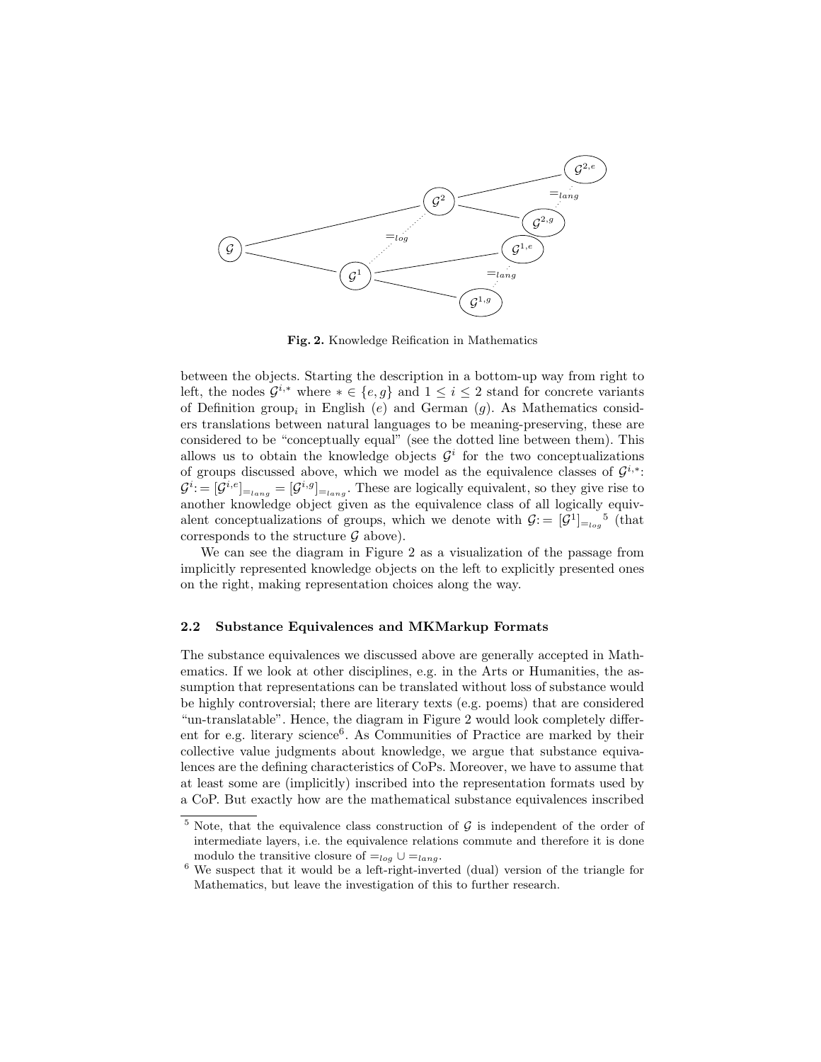Fig. 2. Knowledge Reification in Mathematics

between the objects. Starting the description in a bottom-up way from right to left, the nodes $\mathcal{G}^{i,*}$ where $* \in \{e, g\}$ and $1 \leq i \leq 2$ stand for concrete variants of Definition group$_i$ in English ($e$) and German ($g$). As Mathematics considers translations between natural languages to be meaning-preserving, these are considered to be "conceptually equal" (see the dotted line between them). This allows us to obtain the knowledge objects $\mathcal{G}^i$ for the two conceptualizations of groups discussed above, which we model as the equivalence classes of $\mathcal{G}^{i,*}$: $\mathcal{G}^i := [\mathcal{G}^{i,e}]_{=_{lang}} = [\mathcal{G}^{i,g}]_{=_{lang}}$. These are logically equivalent, so they give rise to another knowledge object given as the equivalence class of all logically equivalent conceptualizations of groups, which we denote with $\mathcal{G} := [\mathcal{G}^1]_{=_{log}}$[5] (that corresponds to the structure $\mathcal{G}$ above).

We can see the diagram in Figure 2 as a visualization of the passage from implicitly represented knowledge objects on the left to explicitly presented ones on the right, making representation choices along the way.

### 2.2 Substance Equivalences and MKMarkup Formats

The substance equivalences we discussed above are generally accepted in Mathematics. If we look at other disciplines, e.g. in the Arts or Humanities, the assumption that representations can be translated without loss of substance would be highly controversial; there are literary texts (e.g. poems) that are considered "un-translatable". Hence, the diagram in Figure 2 would look completely different for e.g. literary science[6]. As Communities of Practice are marked by their collective value judgments about knowledge, we argue that substance equivalences are the defining characteristics of CoPs. Moreover, we have to assume that at least some are (implicitly) inscribed into the representation formats used by a CoP. But exactly how are the mathematical substance equivalences inscribed

---

[5] Note, that the equivalence class construction of $\mathcal{G}$ is independent of the order of intermediate layers, i.e. the equivalence relations commute and therefore it is done modulo the transitive closure of $=_{log} \cup =_{lang}$.

[6] We suspect that it would be a left-right-inverted (dual) version of the triangle for Mathematics, but leave the investigation of this to further research.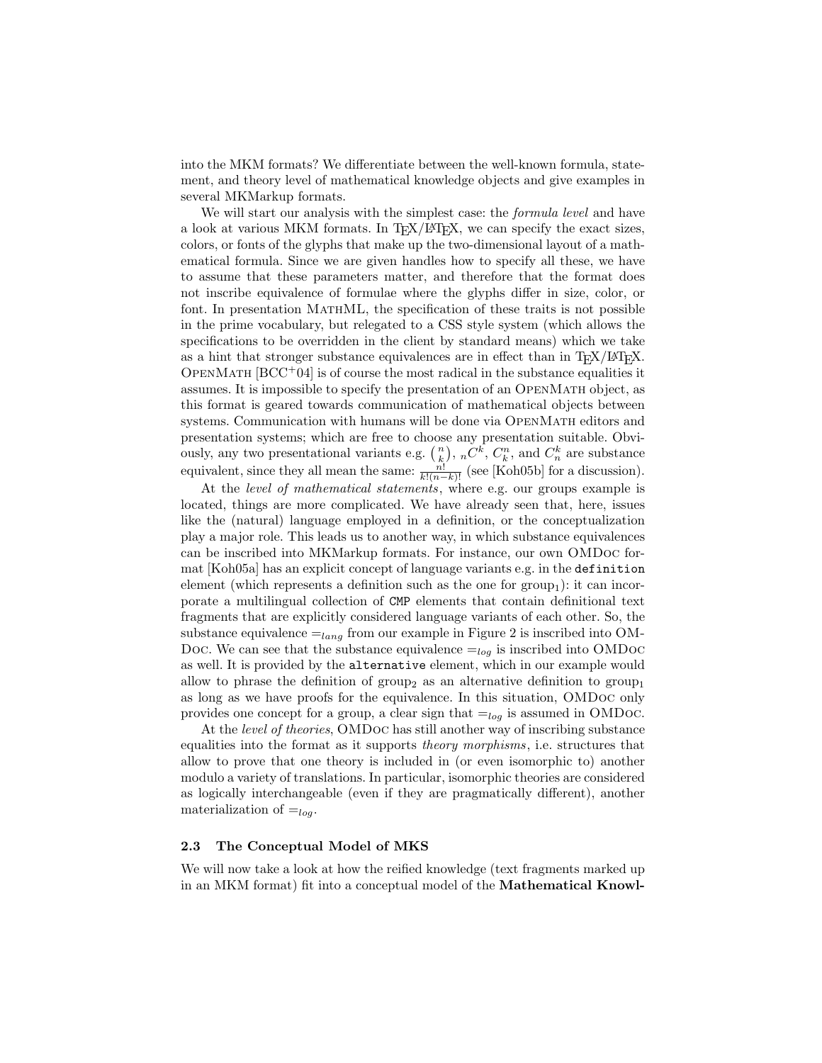into the MKM formats? We differentiate between the well-known formula, statement, and theory level of mathematical knowledge objects and give examples in several MKMarkup formats.

We will start our analysis with the simplest case: the *formula level* and have a look at various MKM formats. In TEX/LATEX, we can specify the exact sizes, colors, or fonts of the glyphs that make up the two-dimensional layout of a mathematical formula. Since we are given handles how to specify all these, we have to assume that these parameters matter, and therefore that the format does not inscribe equivalence of formulae where the glyphs differ in size, color, or font. In presentation MathML, the specification of these traits is not possible in the prime vocabulary, but relegated to a CSS style system (which allows the specifications to be overridden in the client by standard means) which we take as a hint that stronger substance equivalences are in effect than in TEX/LATEX. OpenMath [BCC+04] is of course the most radical in the substance equalities it assumes. It is impossible to specify the presentation of an OpenMath object, as this format is geared towards communication of mathematical objects between systems. Communication with humans will be done via OpenMath editors and presentation systems; which are free to choose any presentation suitable. Obviously, any two presentational variants e.g. $\binom{n}{k}$, ${}_nC^k$, $C^n_k$, and $C^k_n$ are substance equivalent, since they all mean the same: $\frac{n!}{k!(n-k)!}$ (see [Koh05b] for a discussion).

At the *level of mathematical statements*, where e.g. our groups example is located, things are more complicated. We have already seen that, here, issues like the (natural) language employed in a definition, or the conceptualization play a major role. This leads us to another way, in which substance equivalences can be inscribed into MKMarkup formats. For instance, our own OMDoc format [Koh05a] has an explicit concept of language variants e.g. in the `definition` element (which represents a definition such as the one for $\text{group}_1$): it can incorporate a multilingual collection of `CMP` elements that contain definitional text fragments that are explicitly considered language variants of each other. So, the substance equivalence $=_{lang}$ from our example in Figure 2 is inscribed into OMDoc. We can see that the substance equivalence $=_{log}$ is inscribed into OMDoc as well. It is provided by the `alternative` element, which in our example would allow to phrase the definition of $\text{group}_2$ as an alternative definition to $\text{group}_1$ as long as we have proofs for the equivalence. In this situation, OMDoc only provides one concept for a group, a clear sign that $=_{log}$ is assumed in OMDoc.

At the *level of theories*, OMDoc has still another way of inscribing substance equalities into the format as it supports *theory morphisms*, i.e. structures that allow to prove that one theory is included in (or even isomorphic to) another modulo a variety of translations. In particular, isomorphic theories are considered as logically interchangeable (even if they are pragmatically different), another materialization of $=_{log}$.

### 2.3 The Conceptual Model of MKS

We will now take a look at how the reified knowledge (text fragments marked up in an MKM format) fit into a conceptual model of the **Mathematical Knowl-**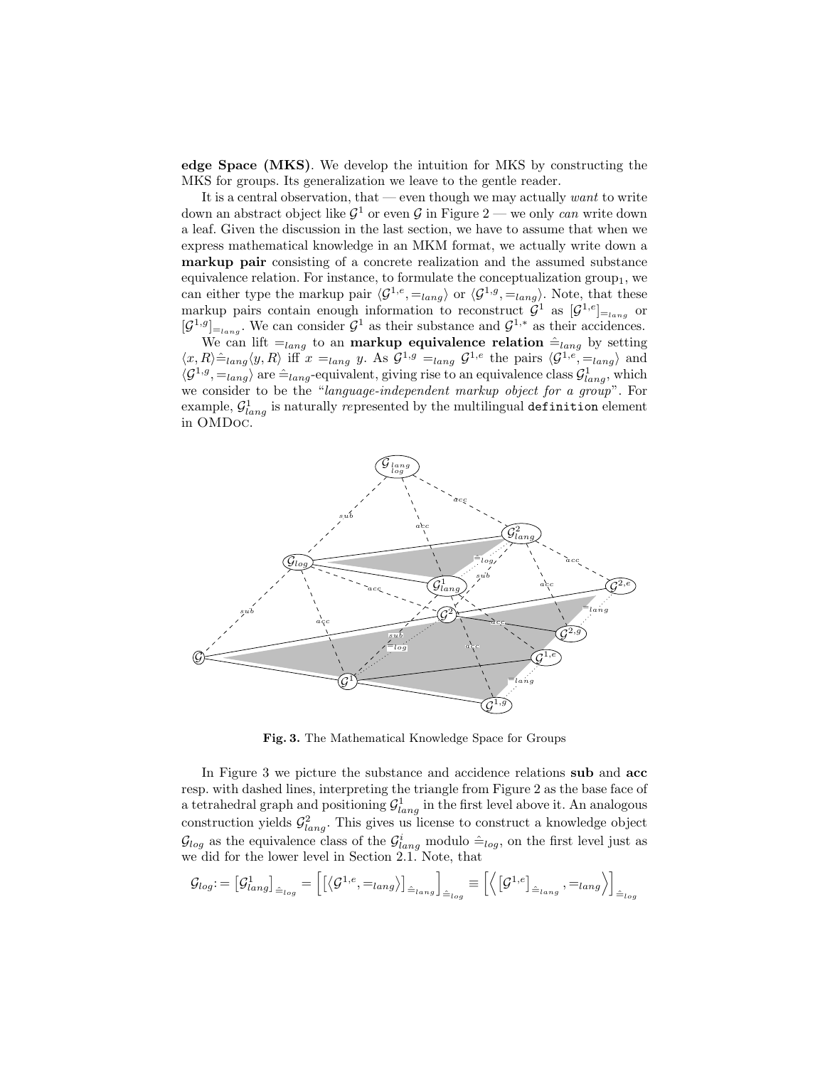**edge Space (MKS)**. We develop the intuition for MKS by constructing the MKS for groups. Its generalization we leave to the gentle reader.

It is a central observation, that — even though we may actually *want* to write down an abstract object like $\mathcal{G}^1$ or even $\mathcal{G}$ in Figure 2 — we only *can* write down a leaf. Given the discussion in the last section, we have to assume that when we express mathematical knowledge in an MKM format, we actually write down a **markup pair** consisting of a concrete realization and the assumed substance equivalence relation. For instance, to formulate the conceptualization group$_1$, we can either type the markup pair $\langle \mathcal{G}^{1,e}, =_{lang} \rangle$ or $\langle \mathcal{G}^{1,g}, =_{lang} \rangle$. Note, that these markup pairs contain enough information to reconstruct $\mathcal{G}^1$ as $[\mathcal{G}^{1,e}]_{=_{lang}}$ or $[\mathcal{G}^{1,g}]_{=_{lang}}$. We can consider $\mathcal{G}^1$ as their substance and $\mathcal{G}^{1,*}$ as their accidences.

We can lift $=_{lang}$ to an **markup equivalence relation** $\hat{=}_{lang}$ by setting $\langle x, R \rangle \hat{=}_{lang} \langle y, R \rangle$ iff $x =_{lang} y$. As $\mathcal{G}^{1,g} =_{lang} \mathcal{G}^{1,e}$ the pairs $\langle \mathcal{G}^{1,e}, =_{lang} \rangle$ and $\langle \mathcal{G}^{1,g}, =_{lang} \rangle$ are $\hat{=}_{lang}$-equivalent, giving rise to an equivalence class $\mathcal{G}^1_{lang}$, which we consider to be the "*language-independent markup object for a group*". For example, $\mathcal{G}^1_{lang}$ is naturally *re*presented by the multilingual `definition` element in OMDoc.

**Fig. 3.** The Mathematical Knowledge Space for Groups

In Figure 3 we picture the substance and accidence relations **sub** and **acc** resp. with dashed lines, interpreting the triangle from Figure 2 as the base face of a tetrahedral graph and positioning $\mathcal{G}^1_{lang}$ in the first level above it. An analogous construction yields $\mathcal{G}^2_{lang}$. This gives us license to construct a knowledge object $\mathcal{G}_{log}$ as the equivalence class of the $\mathcal{G}^i_{lang}$ modulo $\hat{=}_{log}$, on the first level just as we did for the lower level in Section 2.1. Note, that

$$\mathcal{G}_{log} := \left[\mathcal{G}^1_{lang}\right]_{\hat{=}_{log}} = \left[\left[\langle \mathcal{G}^{1,e}, =_{lang} \rangle\right]_{\hat{=}_{lang}}\right]_{\hat{=}_{log}} \equiv \left[\left\langle \left[\mathcal{G}^{1,e}\right]_{\hat{=}_{lang}}, =_{lang} \right\rangle\right]_{\hat{=}_{log}}$$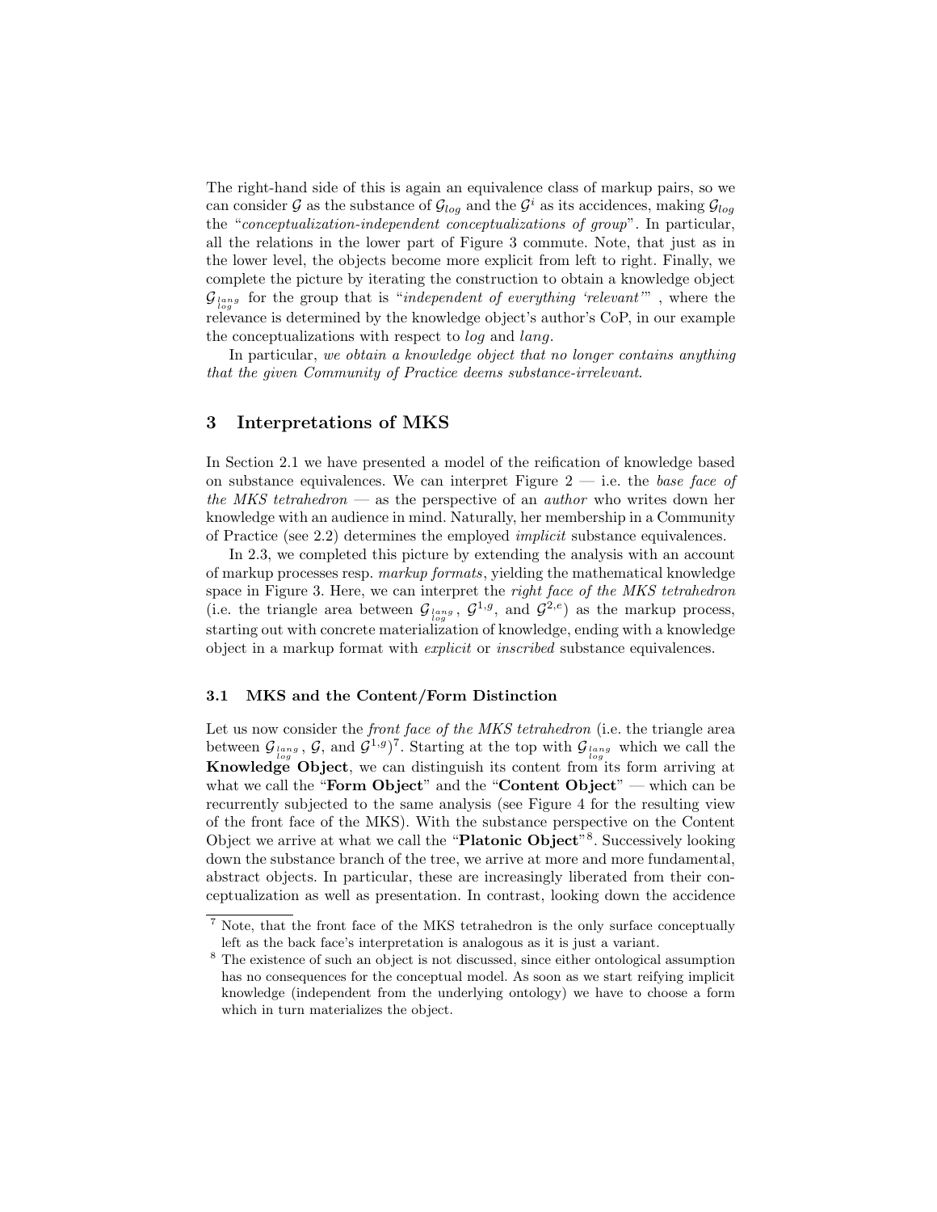The right-hand side of this is again an equivalence class of markup pairs, so we can consider $\mathcal{G}$ as the substance of $\mathcal{G}_{log}$ and the $\mathcal{G}^i$ as its accidences, making $\mathcal{G}_{log}$ the "*conceptualization-independent conceptualizations of group*". In particular, all the relations in the lower part of Figure 3 commute. Note, that just as in the lower level, the objects become more explicit from left to right. Finally, we complete the picture by iterating the construction to obtain a knowledge object $\mathcal{G}_{\substack{lang\\log}}$ for the group that is "*independent of everything 'relevant'*" , where the relevance is determined by the knowledge object's author's CoP, in our example the conceptualizations with respect to *log* and *lang*.

In particular, *we obtain a knowledge object that no longer contains anything that the given Community of Practice deems substance-irrelevant*.

## 3 Interpretations of MKS

In Section 2.1 we have presented a model of the reification of knowledge based on substance equivalences. We can interpret Figure 2 — i.e. the *base face of the MKS tetrahedron* — as the perspective of an *author* who writes down her knowledge with an audience in mind. Naturally, her membership in a Community of Practice (see 2.2) determines the employed *implicit* substance equivalences.

In 2.3, we completed this picture by extending the analysis with an account of markup processes resp. *markup formats*, yielding the mathematical knowledge space in Figure 3. Here, we can interpret the *right face of the MKS tetrahedron* (i.e. the triangle area between $\mathcal{G}_{\substack{lang\\log}}$, $\mathcal{G}^{1,g}$, and $\mathcal{G}^{2,e}$) as the markup process, starting out with concrete materialization of knowledge, ending with a knowledge object in a markup format with *explicit* or *inscribed* substance equivalences.

### 3.1 MKS and the Content/Form Distinction

Let us now consider the *front face of the MKS tetrahedron* (i.e. the triangle area between $\mathcal{G}_{\substack{lang\\log}}$, $\mathcal{G}$, and $\mathcal{G}^{1,g}$)[7]. Starting at the top with $\mathcal{G}_{\substack{lang\\log}}$ which we call the **Knowledge Object**, we can distinguish its content from its form arriving at what we call the "**Form Object**" and the "**Content Object**" — which can be recurrently subjected to the same analysis (see Figure 4 for the resulting view of the front face of the MKS). With the substance perspective on the Content Object we arrive at what we call the "**Platonic Object**"[8]. Successively looking down the substance branch of the tree, we arrive at more and more fundamental, abstract objects. In particular, these are increasingly liberated from their conceptualization as well as presentation. In contrast, looking down the accidence

[7] Note, that the front face of the MKS tetrahedron is the only surface conceptually left as the back face's interpretation is analogous as it is just a variant.

[8] The existence of such an object is not discussed, since either ontological assumption has no consequences for the conceptual model. As soon as we start reifying implicit knowledge (independent from the underlying ontology) we have to choose a form which in turn materializes the object.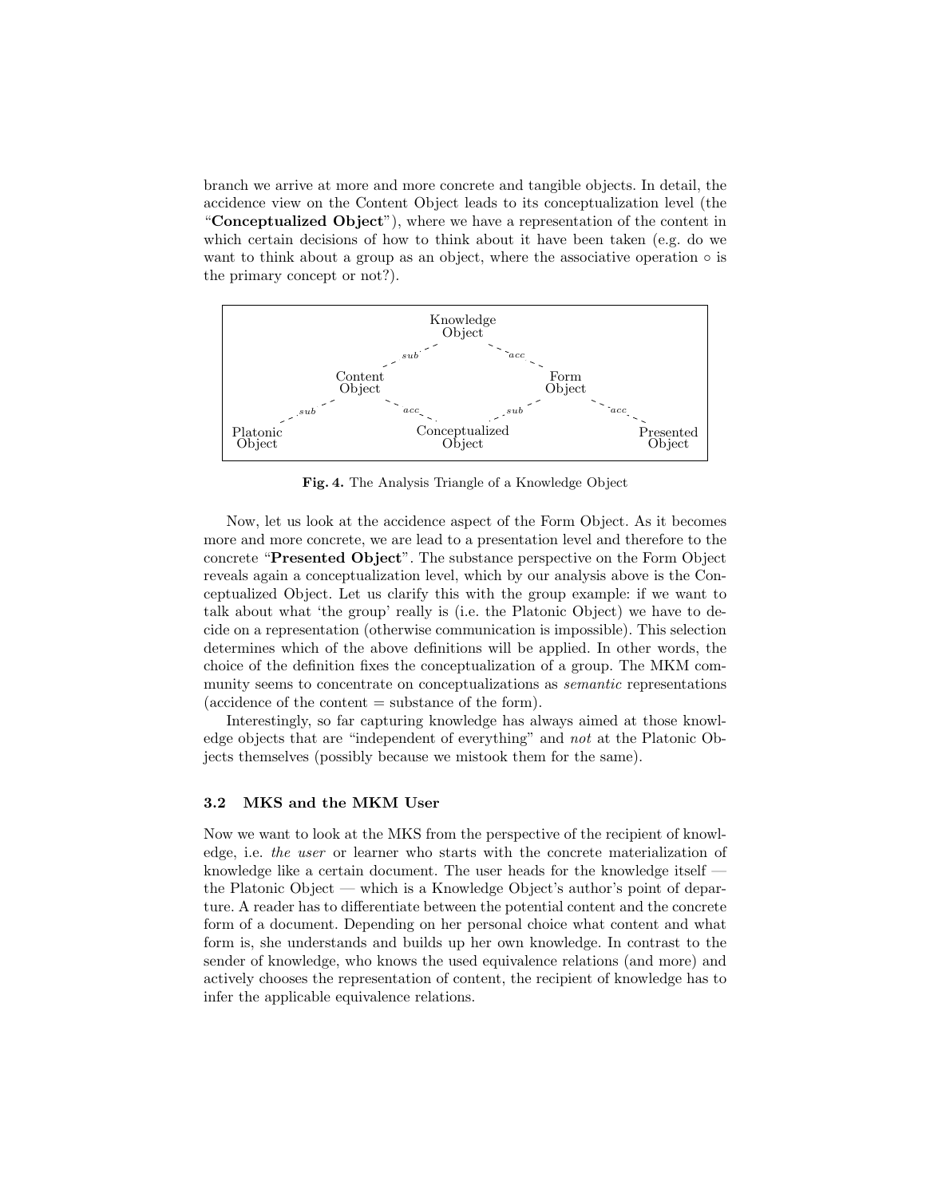branch we arrive at more and more concrete and tangible objects. In detail, the accidence view on the Content Object leads to its conceptualization level (the "**Conceptualized Object**"), where we have a representation of the content in which certain decisions of how to think about it have been taken (e.g. do we want to think about a group as an object, where the associative operation $\circ$ is the primary concept or not?).

Fig. 4. The Analysis Triangle of a Knowledge Object

Now, let us look at the accidence aspect of the Form Object. As it becomes more and more concrete, we are lead to a presentation level and therefore to the concrete "**Presented Object**". The substance perspective on the Form Object reveals again a conceptualization level, which by our analysis above is the Conceptualized Object. Let us clarify this with the group example: if we want to talk about what 'the group' really is (i.e. the Platonic Object) we have to decide on a representation (otherwise communication is impossible). This selection determines which of the above definitions will be applied. In other words, the choice of the definition fixes the conceptualization of a group. The MKM community seems to concentrate on conceptualizations as *semantic* representations (accidence of the content = substance of the form).

Interestingly, so far capturing knowledge has always aimed at those knowledge objects that are "independent of everything" and *not* at the Platonic Objects themselves (possibly because we mistook them for the same).

### 3.2 MKS and the MKM User

Now we want to look at the MKS from the perspective of the recipient of knowledge, i.e. *the user* or learner who starts with the concrete materialization of knowledge like a certain document. The user heads for the knowledge itself — the Platonic Object — which is a Knowledge Object's author's point of departure. A reader has to differentiate between the potential content and the concrete form of a document. Depending on her personal choice what content and what form is, she understands and builds up her own knowledge. In contrast to the sender of knowledge, who knows the used equivalence relations (and more) and actively chooses the representation of content, the recipient of knowledge has to infer the applicable equivalence relations.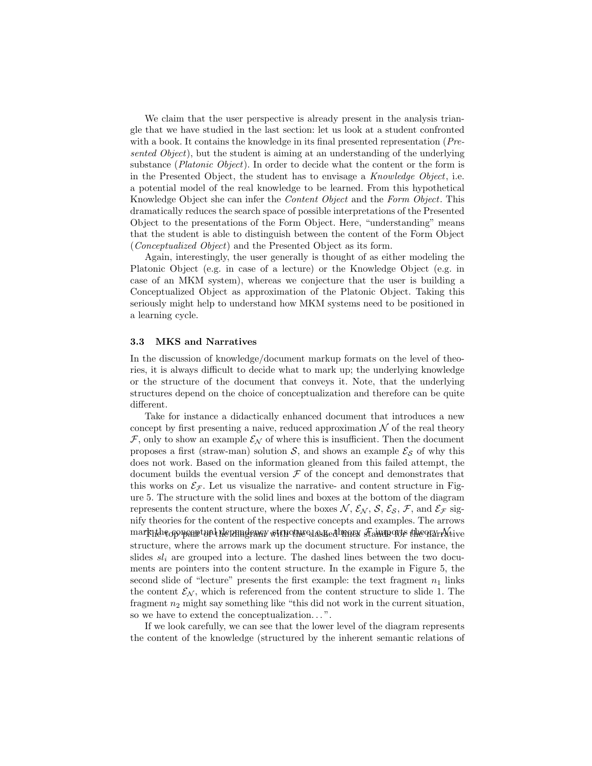We claim that the user perspective is already present in the analysis triangle that we have studied in the last section: let us look at a student confronted with a book. It contains the knowledge in its final presented representation (*Presented Object*), but the student is aiming at an understanding of the underlying substance (*Platonic Object*). In order to decide what the content or the form is in the Presented Object, the student has to envisage a *Knowledge Object*, i.e. a potential model of the real knowledge to be learned. From this hypothetical Knowledge Object she can infer the *Content Object* and the *Form Object*. This dramatically reduces the search space of possible interpretations of the Presented Object to the presentations of the Form Object. Here, "understanding" means that the student is able to distinguish between the content of the Form Object (*Conceptualized Object*) and the Presented Object as its form.

Again, interestingly, the user generally is thought of as either modeling the Platonic Object (e.g. in case of a lecture) or the Knowledge Object (e.g. in case of an MKM system), whereas we conjecture that the user is building a Conceptualized Object as approximation of the Platonic Object. Taking this seriously might help to understand how MKM systems need to be positioned in a learning cycle.

### 3.3 MKS and Narratives

In the discussion of knowledge/document markup formats on the level of theories, it is always difficult to decide what to mark up; the underlying knowledge or the structure of the document that conveys it. Note, that the underlying structures depend on the choice of conceptualization and therefore can be quite different.

Take for instance a didactically enhanced document that introduces a new concept by first presenting a naive, reduced approximation $\mathcal{N}$ of the real theory $\mathcal{F}$, only to show an example $\mathcal{E}_\mathcal{N}$ of where this is insufficient. Then the document proposes a first (straw-man) solution $\mathcal{S}$, and shows an example $\mathcal{E}_\mathcal{S}$ of why this does not work. Based on the information gleaned from this failed attempt, the document builds the eventual version $\mathcal{F}$ of the concept and demonstrates that this works on $\mathcal{E}_\mathcal{F}$. Let us visualize the narrative- and content structure in Figure 5. The structure with the solid lines and boxes at the bottom of the diagram represents the content structure, where the boxes $\mathcal{N}$, $\mathcal{E}_\mathcal{N}$, $\mathcal{S}$, $\mathcal{E}_\mathcal{S}$, $\mathcal{F}$, and $\mathcal{E}_\mathcal{F}$ signify theories for the content of the respective concepts and examples. The arrows mark the conceptual dependency structure, e.g. theory $\mathcal{F}$ imports theory $\mathcal{N}$. The top part of the diagram with the dashed lines stands for the narrative structure, where the arrows mark up the document structure. For instance, the slides $sl_i$ are grouped into a lecture. The dashed lines between the two documents are pointers into the content structure. In the example in Figure 5, the second slide of "lecture" presents the first example: the text fragment $n_1$ links the content $\mathcal{E}_\mathcal{N}$, which is referenced from the content structure to slide 1. The fragment $n_2$ might say something like "this did not work in the current situation, so we have to extend the conceptualization. . . ".

If we look carefully, we can see that the lower level of the diagram represents the content of the knowledge (structured by the inherent semantic relations of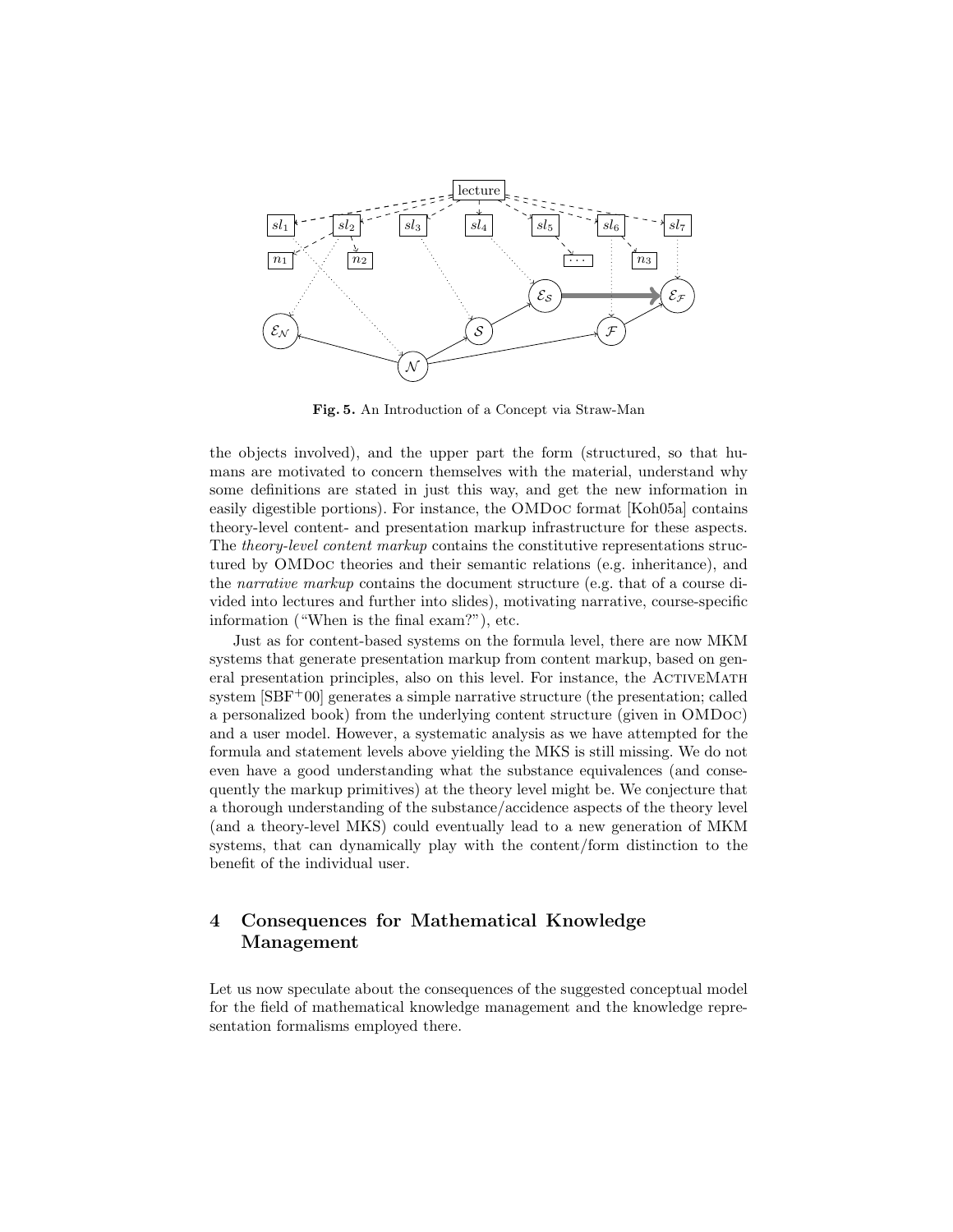**Fig. 5.** An Introduction of a Concept via Straw-Man

the objects involved), and the upper part the form (structured, so that humans are motivated to concern themselves with the material, understand why some definitions are stated in just this way, and get the new information in easily digestible portions). For instance, the OMDoc format [Koh05a] contains theory-level content- and presentation markup infrastructure for these aspects. The *theory-level content markup* contains the constitutive representations structured by OMDoc theories and their semantic relations (e.g. inheritance), and the *narrative markup* contains the document structure (e.g. that of a course divided into lectures and further into slides), motivating narrative, course-specific information ("When is the final exam?"), etc.

Just as for content-based systems on the formula level, there are now MKM systems that generate presentation markup from content markup, based on general presentation principles, also on this level. For instance, the ActiveMath system [SBF+00] generates a simple narrative structure (the presentation; called a personalized book) from the underlying content structure (given in OMDoc) and a user model. However, a systematic analysis as we have attempted for the formula and statement levels above yielding the MKS is still missing. We do not even have a good understanding what the substance equivalences (and consequently the markup primitives) at the theory level might be. We conjecture that a thorough understanding of the substance/accidence aspects of the theory level (and a theory-level MKS) could eventually lead to a new generation of MKM systems, that can dynamically play with the content/form distinction to the benefit of the individual user.

## 4 Consequences for Mathematical Knowledge Management

Let us now speculate about the consequences of the suggested conceptual model for the field of mathematical knowledge management and the knowledge representation formalisms employed there.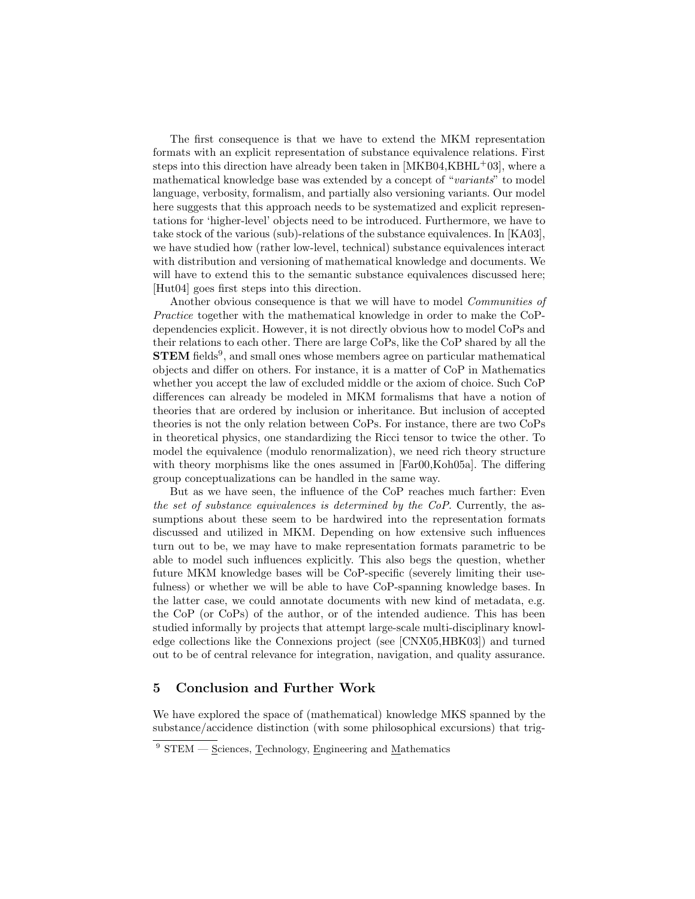The first consequence is that we have to extend the MKM representation formats with an explicit representation of substance equivalence relations. First steps into this direction have already been taken in [MKB04,KBHL[+]03], where a mathematical knowledge base was extended by a concept of "*variants*" to model language, verbosity, formalism, and partially also versioning variants. Our model here suggests that this approach needs to be systematized and explicit representations for 'higher-level' objects need to be introduced. Furthermore, we have to take stock of the various (sub)-relations of the substance equivalences. In [KA03], we have studied how (rather low-level, technical) substance equivalences interact with distribution and versioning of mathematical knowledge and documents. We will have to extend this to the semantic substance equivalences discussed here; [Hut04] goes first steps into this direction.

Another obvious consequence is that we will have to model *Communities of Practice* together with the mathematical knowledge in order to make the CoP-dependencies explicit. However, it is not directly obvious how to model CoPs and their relations to each other. There are large CoPs, like the CoP shared by all the **STEM** fields[9], and small ones whose members agree on particular mathematical objects and differ on others. For instance, it is a matter of CoP in Mathematics whether you accept the law of excluded middle or the axiom of choice. Such CoP differences can already be modeled in MKM formalisms that have a notion of theories that are ordered by inclusion or inheritance. But inclusion of accepted theories is not the only relation between CoPs. For instance, there are two CoPs in theoretical physics, one standardizing the Ricci tensor to twice the other. To model the equivalence (modulo renormalization), we need rich theory structure with theory morphisms like the ones assumed in [Far00,Koh05a]. The differing group conceptualizations can be handled in the same way.

But as we have seen, the influence of the CoP reaches much farther: Even *the set of substance equivalences is determined by the CoP*. Currently, the assumptions about these seem to be hardwired into the representation formats discussed and utilized in MKM. Depending on how extensive such influences turn out to be, we may have to make representation formats parametric to be able to model such influences explicitly. This also begs the question, whether future MKM knowledge bases will be CoP-specific (severely limiting their usefulness) or whether we will be able to have CoP-spanning knowledge bases. In the latter case, we could annotate documents with new kind of metadata, e.g. the CoP (or CoPs) of the author, or of the intended audience. This has been studied informally by projects that attempt large-scale multi-disciplinary knowledge collections like the Connexions project (see [CNX05,HBK03]) and turned out to be of central relevance for integration, navigation, and quality assurance.

## 5 Conclusion and Further Work

We have explored the space of (mathematical) knowledge MKS spanned by the substance/accidence distinction (with some philosophical excursions) that trig-

---

[9] STEM — Sciences, Technology, Engineering and Mathematics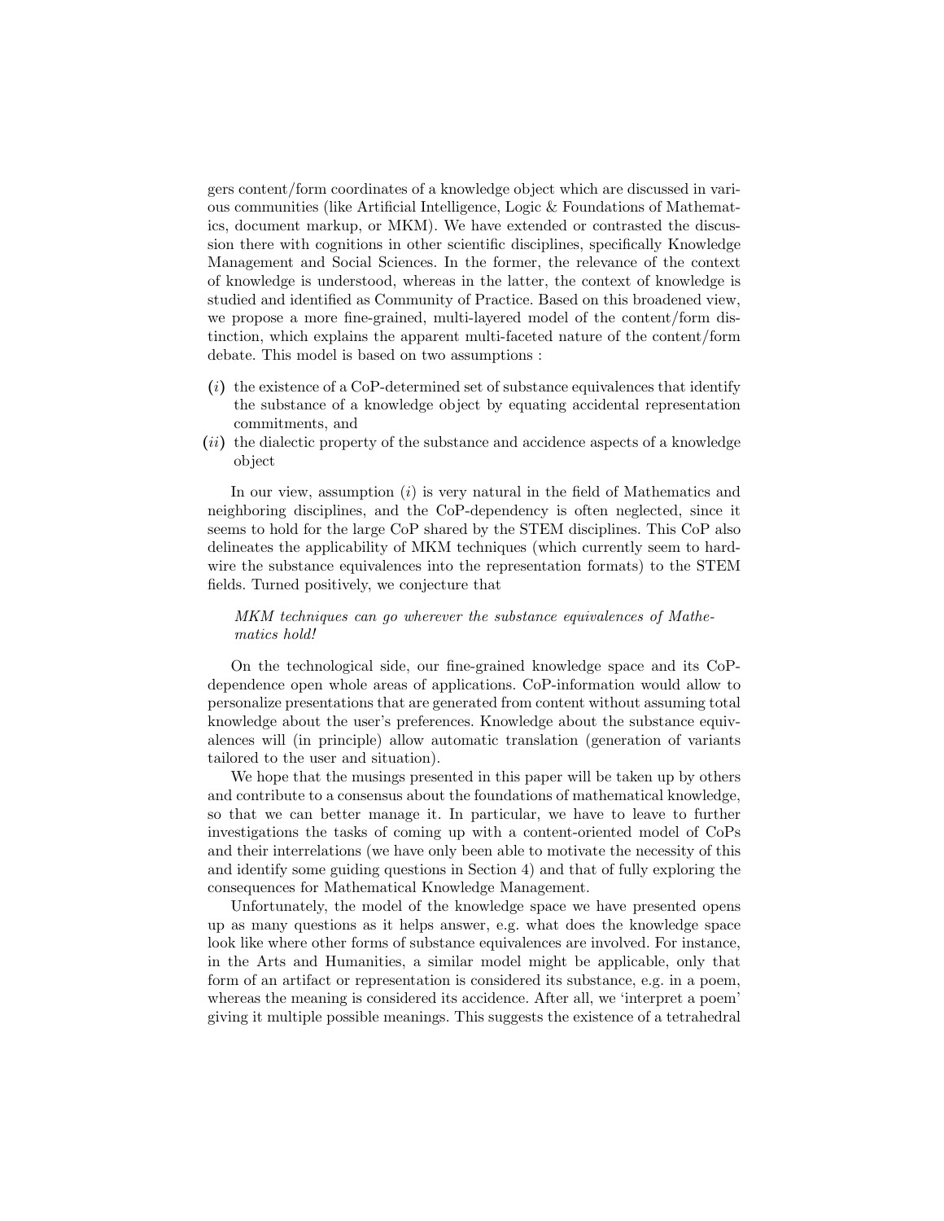gers content/form coordinates of a knowledge object which are discussed in various communities (like Artificial Intelligence, Logic & Foundations of Mathematics, document markup, or MKM). We have extended or contrasted the discussion there with cognitions in other scientific disciplines, specifically Knowledge Management and Social Sciences. In the former, the relevance of the context of knowledge is understood, whereas in the latter, the context of knowledge is studied and identified as Community of Practice. Based on this broadened view, we propose a more fine-grained, multi-layered model of the content/form distinction, which explains the apparent multi-faceted nature of the content/form debate. This model is based on two assumptions :

- (*i*) the existence of a CoP-determined set of substance equivalences that identify the substance of a knowledge object by equating accidental representation commitments, and
- (*ii*) the dialectic property of the substance and accidence aspects of a knowledge object

In our view, assumption (*i*) is very natural in the field of Mathematics and neighboring disciplines, and the CoP-dependency is often neglected, since it seems to hold for the large CoP shared by the STEM disciplines. This CoP also delineates the applicability of MKM techniques (which currently seem to hardwire the substance equivalences into the representation formats) to the STEM fields. Turned positively, we conjecture that

> *MKM techniques can go wherever the substance equivalences of Mathematics hold!*

On the technological side, our fine-grained knowledge space and its CoP-dependence open whole areas of applications. CoP-information would allow to personalize presentations that are generated from content without assuming total knowledge about the user's preferences. Knowledge about the substance equivalences will (in principle) allow automatic translation (generation of variants tailored to the user and situation).

We hope that the musings presented in this paper will be taken up by others and contribute to a consensus about the foundations of mathematical knowledge, so that we can better manage it. In particular, we have to leave to further investigations the tasks of coming up with a content-oriented model of CoPs and their interrelations (we have only been able to motivate the necessity of this and identify some guiding questions in Section 4) and that of fully exploring the consequences for Mathematical Knowledge Management.

Unfortunately, the model of the knowledge space we have presented opens up as many questions as it helps answer, e.g. what does the knowledge space look like where other forms of substance equivalences are involved. For instance, in the Arts and Humanities, a similar model might be applicable, only that form of an artifact or representation is considered its substance, e.g. in a poem, whereas the meaning is considered its accidence. After all, we 'interpret a poem' giving it multiple possible meanings. This suggests the existence of a tetrahedral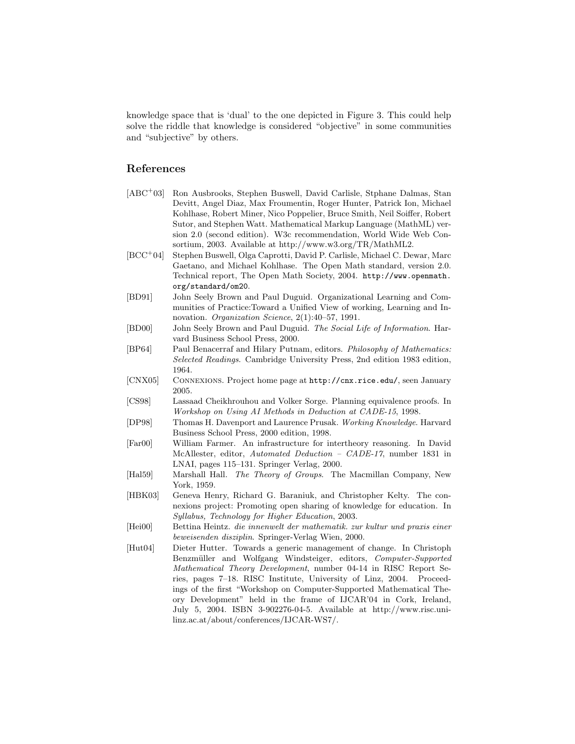knowledge space that is 'dual' to the one depicted in Figure 3. This could help solve the riddle that knowledge is considered "objective" in some communities and "subjective" by others.

## References

[ABC+03] Ron Ausbrooks, Stephen Buswell, David Carlisle, Stphane Dalmas, Stan Devitt, Angel Diaz, Max Froumentin, Roger Hunter, Patrick Ion, Michael Kohlhase, Robert Miner, Nico Poppelier, Bruce Smith, Neil Soiffer, Robert Sutor, and Stephen Watt. Mathematical Markup Language (MathML) version 2.0 (second edition). W3c recommendation, World Wide Web Consortium, 2003. Available at http://www.w3.org/TR/MathML2.

[BCC+04] Stephen Buswell, Olga Caprotti, David P. Carlisle, Michael C. Dewar, Marc Gaetano, and Michael Kohlhase. The Open Math standard, version 2.0. Technical report, The Open Math Society, 2004. `http://www.openmath.org/standard/om20`.

[BD91] John Seely Brown and Paul Duguid. Organizational Learning and Communities of Practice:Toward a Unified View of working, Learning and Innovation. *Organization Science*, 2(1):40–57, 1991.

[BD00] John Seely Brown and Paul Duguid. *The Social Life of Information*. Harvard Business School Press, 2000.

[BP64] Paul Benacerraf and Hilary Putnam, editors. *Philosophy of Mathematics: Selected Readings*. Cambridge University Press, 2nd edition 1983 edition, 1964.

[CNX05] Connexions. Project home page at `http://cnx.rice.edu/`, seen January 2005.

[CS98] Lassaad Cheikhrouhou and Volker Sorge. Planning equivalence proofs. In *Workshop on Using AI Methods in Deduction at CADE-15*, 1998.

[DP98] Thomas H. Davenport and Laurence Prusak. *Working Knowledge*. Harvard Business School Press, 2000 edition, 1998.

[Far00] William Farmer. An infrastructure for intertheory reasoning. In David McAllester, editor, *Automated Deduction – CADE-17*, number 1831 in LNAI, pages 115–131. Springer Verlag, 2000.

[Hal59] Marshall Hall. *The Theory of Groups*. The Macmillan Company, New York, 1959.

[HBK03] Geneva Henry, Richard G. Baraniuk, and Christopher Kelty. The connexions project: Promoting open sharing of knowledge for education. In *Syllabus, Technology for Higher Education*, 2003.

[Hei00] Bettina Heintz. *die innenwelt der mathematik. zur kultur und praxis einer beweisenden disziplin*. Springer-Verlag Wien, 2000.

[Hut04] Dieter Hutter. Towards a generic management of change. In Christoph Benzmüller and Wolfgang Windsteiger, editors, *Computer-Supported Mathematical Theory Development*, number 04-14 in RISC Report Series, pages 7–18. RISC Institute, University of Linz, 2004. Proceedings of the first "Workshop on Computer-Supported Mathematical Theory Development" held in the frame of IJCAR'04 in Cork, Ireland, July 5, 2004. ISBN 3-902276-04-5. Available at http://www.risc.uni-linz.ac.at/about/conferences/IJCAR-WS7/.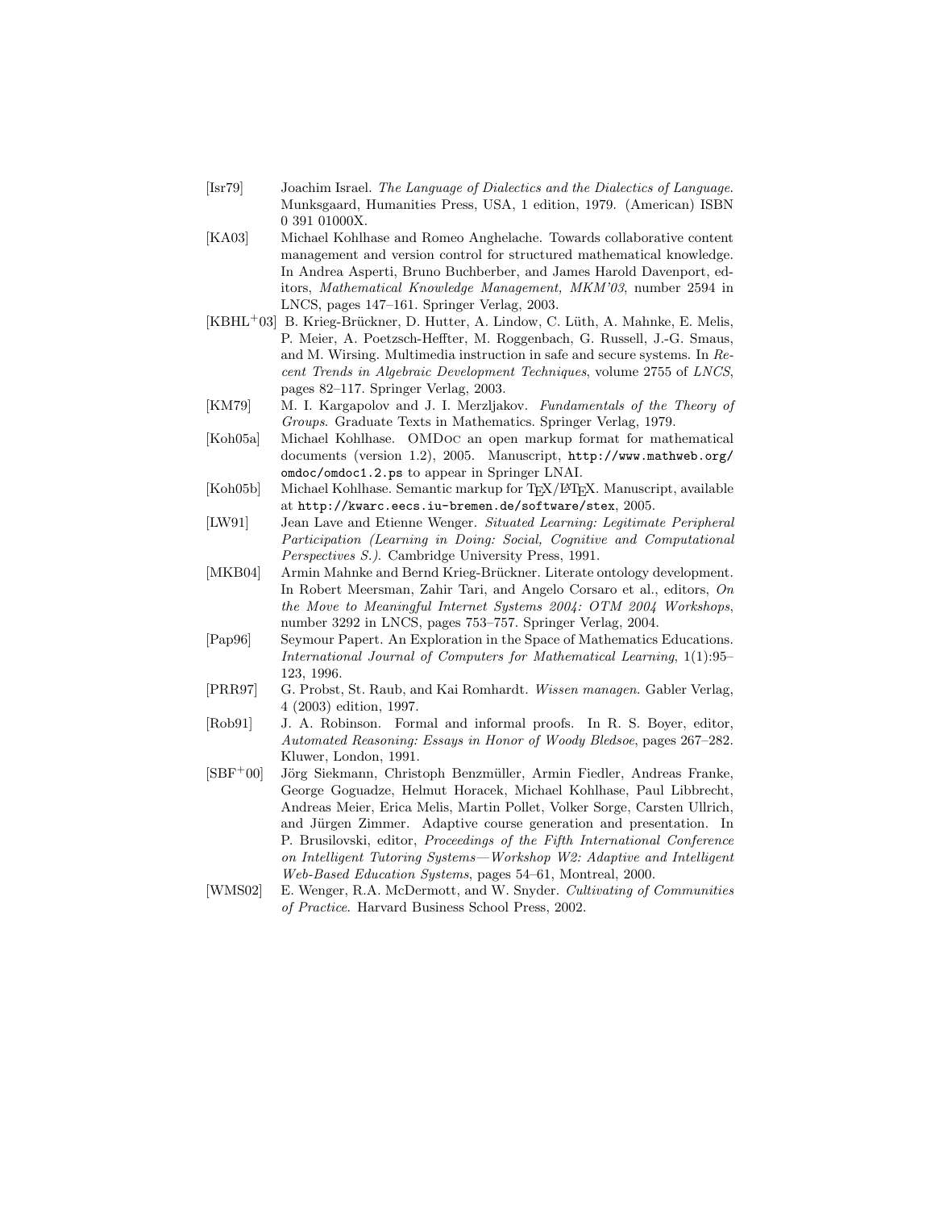[Isr79] Joachim Israel. *The Language of Dialectics and the Dialectics of Language*. Munksgaard, Humanities Press, USA, 1 edition, 1979. (American) ISBN 0 391 01000X.

[KA03] Michael Kohlhase and Romeo Anghelache. Towards collaborative content management and version control for structured mathematical knowledge. In Andrea Asperti, Bruno Buchberber, and James Harold Davenport, editors, *Mathematical Knowledge Management, MKM'03*, number 2594 in LNCS, pages 147–161. Springer Verlag, 2003.

[KBHL+03] B. Krieg-Brückner, D. Hutter, A. Lindow, C. Lüth, A. Mahnke, E. Melis, P. Meier, A. Poetzsch-Heffter, M. Roggenbach, G. Russell, J.-G. Smaus, and M. Wirsing. Multimedia instruction in safe and secure systems. In *Recent Trends in Algebraic Development Techniques*, volume 2755 of *LNCS*, pages 82–117. Springer Verlag, 2003.

[KM79] M. I. Kargapolov and J. I. Merzljakov. *Fundamentals of the Theory of Groups*. Graduate Texts in Mathematics. Springer Verlag, 1979.

[Koh05a] Michael Kohlhase. OMDoc an open markup format for mathematical documents (version 1.2), 2005. Manuscript, `http://www.mathweb.org/omdoc/omdoc1.2.ps` to appear in Springer LNAI.

[Koh05b] Michael Kohlhase. Semantic markup for TEX/LATEX. Manuscript, available at `http://kwarc.eecs.iu-bremen.de/software/stex`, 2005.

[LW91] Jean Lave and Etienne Wenger. *Situated Learning: Legitimate Peripheral Participation (Learning in Doing: Social, Cognitive and Computational Perspectives S.)*. Cambridge University Press, 1991.

[MKB04] Armin Mahnke and Bernd Krieg-Brückner. Literate ontology development. In Robert Meersman, Zahir Tari, and Angelo Corsaro et al., editors, *On the Move to Meaningful Internet Systems 2004: OTM 2004 Workshops*, number 3292 in LNCS, pages 753–757. Springer Verlag, 2004.

[Pap96] Seymour Papert. An Exploration in the Space of Mathematics Educations. *International Journal of Computers for Mathematical Learning*, 1(1):95–123, 1996.

[PRR97] G. Probst, St. Raub, and Kai Romhardt. *Wissen managen*. Gabler Verlag, 4 (2003) edition, 1997.

[Rob91] J. A. Robinson. Formal and informal proofs. In R. S. Boyer, editor, *Automated Reasoning: Essays in Honor of Woody Bledsoe*, pages 267–282. Kluwer, London, 1991.

[SBF+00] Jörg Siekmann, Christoph Benzmüller, Armin Fiedler, Andreas Franke, George Goguadze, Helmut Horacek, Michael Kohlhase, Paul Libbrecht, Andreas Meier, Erica Melis, Martin Pollet, Volker Sorge, Carsten Ullrich, and Jürgen Zimmer. Adaptive course generation and presentation. In P. Brusilovski, editor, *Proceedings of the Fifth International Conference on Intelligent Tutoring Systems—Workshop W2: Adaptive and Intelligent Web-Based Education Systems*, pages 54–61, Montreal, 2000.

[WMS02] E. Wenger, R.A. McDermott, and W. Snyder. *Cultivating of Communities of Practice*. Harvard Business School Press, 2002.